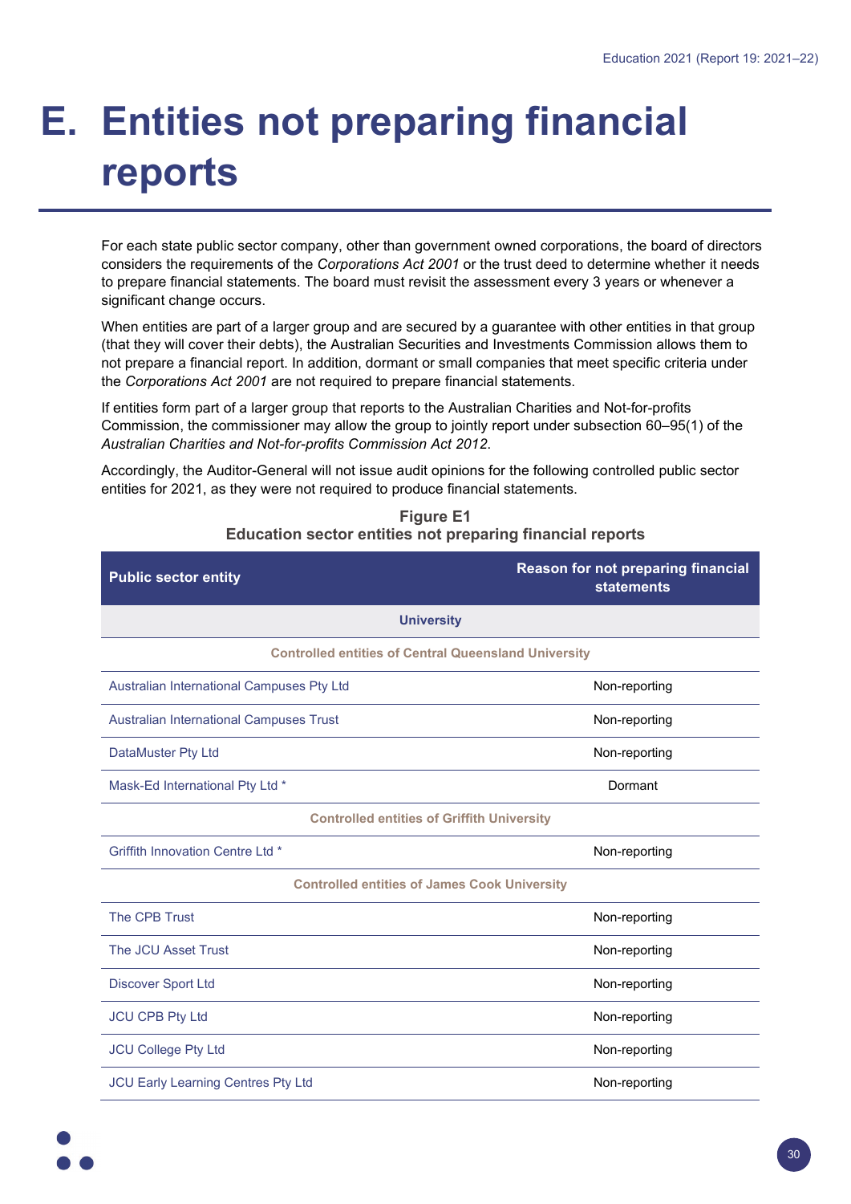# E. Entities not preparing financial reports

For each state public sector company, other than government owned corporations, the board of directors considers the requirements of the *Corporations Act 2001* or the trust deed to determine whether it needs to prepare financial statements. The board must revisit the assessment every 3 years or whenever a significant change occurs.

When entities are part of a larger group and are secured by a guarantee with other entities in that group (that they will cover their debts), the Australian Securities and Investments Commission allows them to not prepare a financial report. In addition, dormant or small companies that meet specific criteria under the *Corporations Act 2001* are not required to prepare financial statements.

If entities form part of a larger group that reports to the Australian Charities and Not-for-profits Commission, the commissioner may allow the group to jointly report under subsection 60–95(1) of the *Australian Charities and Not-for-profits Commission Act 2012*.

Accordingly, the Auditor-General will not issue audit opinions for the following controlled public sector entities for 2021, as they were not required to produce financial statements.

**Figure E1**
**Education sector entities not preparing financial reports**

| Public sector entity | Reason for not preparing financial statements |
|---|---|
| **University** | |
| **Controlled entities of Central Queensland University** | |
| Australian International Campuses Pty Ltd | Non-reporting |
| Australian International Campuses Trust | Non-reporting |
| DataMuster Pty Ltd | Non-reporting |
| Mask-Ed International Pty Ltd * | Dormant |
| **Controlled entities of Griffith University** | |
| Griffith Innovation Centre Ltd * | Non-reporting |
| **Controlled entities of James Cook University** | |
| The CPB Trust | Non-reporting |
| The JCU Asset Trust | Non-reporting |
| Discover Sport Ltd | Non-reporting |
| JCU CPB Pty Ltd | Non-reporting |
| JCU College Pty Ltd | Non-reporting |
| JCU Early Learning Centres Pty Ltd | Non-reporting |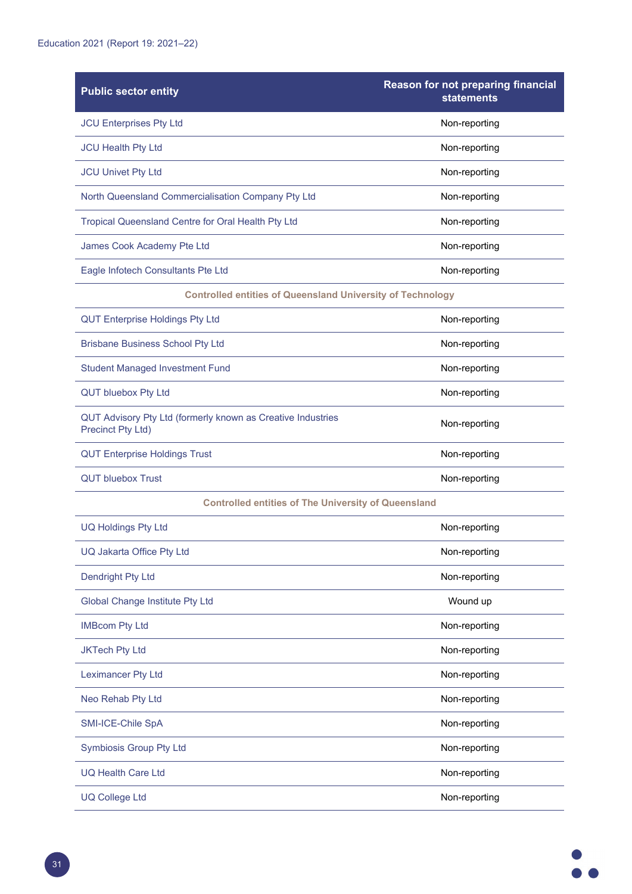| Public sector entity | Reason for not preparing financial statements |
|---|---|
| JCU Enterprises Pty Ltd | Non-reporting |
| JCU Health Pty Ltd | Non-reporting |
| JCU Univet Pty Ltd | Non-reporting |
| North Queensland Commercialisation Company Pty Ltd | Non-reporting |
| Tropical Queensland Centre for Oral Health Pty Ltd | Non-reporting |
| James Cook Academy Pte Ltd | Non-reporting |
| Eagle Infotech Consultants Pte Ltd | Non-reporting |
| **Controlled entities of Queensland University of Technology** | |
| QUT Enterprise Holdings Pty Ltd | Non-reporting |
| Brisbane Business School Pty Ltd | Non-reporting |
| Student Managed Investment Fund | Non-reporting |
| QUT bluebox Pty Ltd | Non-reporting |
| QUT Advisory Pty Ltd (formerly known as Creative Industries Precinct Pty Ltd) | Non-reporting |
| QUT Enterprise Holdings Trust | Non-reporting |
| QUT bluebox Trust | Non-reporting |
| **Controlled entities of The University of Queensland** | |
| UQ Holdings Pty Ltd | Non-reporting |
| UQ Jakarta Office Pty Ltd | Non-reporting |
| Dendright Pty Ltd | Non-reporting |
| Global Change Institute Pty Ltd | Wound up |
| IMBcom Pty Ltd | Non-reporting |
| JKTech Pty Ltd | Non-reporting |
| Leximancer Pty Ltd | Non-reporting |
| Neo Rehab Pty Ltd | Non-reporting |
| SMI-ICE-Chile SpA | Non-reporting |
| Symbiosis Group Pty Ltd | Non-reporting |
| UQ Health Care Ltd | Non-reporting |
| UQ College Ltd | Non-reporting |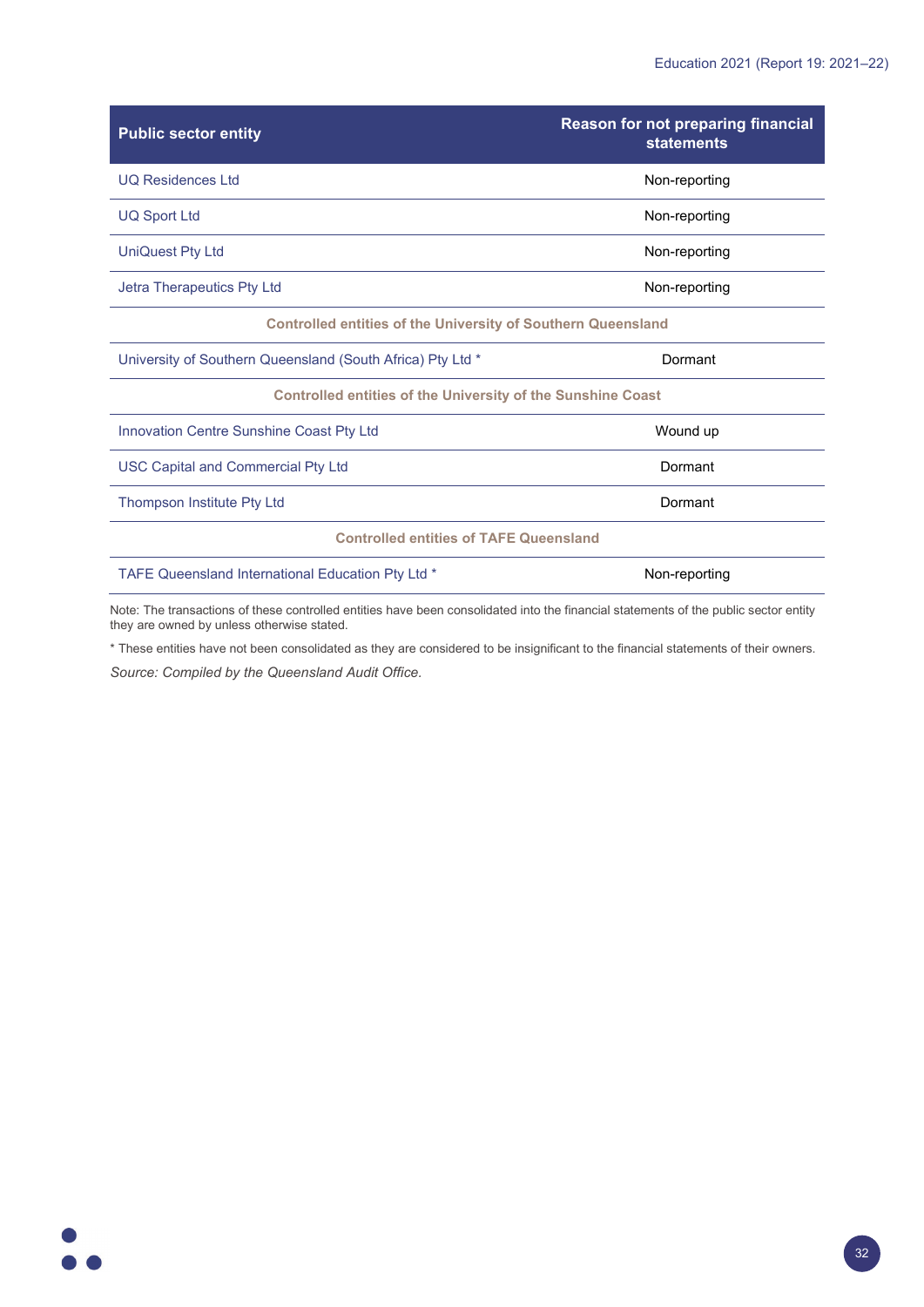| Public sector entity | Reason for not preparing financial statements |
| --- | --- |
| UQ Residences Ltd | Non-reporting |
| UQ Sport Ltd | Non-reporting |
| UniQuest Pty Ltd | Non-reporting |
| Jetra Therapeutics Pty Ltd | Non-reporting |
| **Controlled entities of the University of Southern Queensland** | |
| University of Southern Queensland (South Africa) Pty Ltd * | Dormant |
| **Controlled entities of the University of the Sunshine Coast** | |
| Innovation Centre Sunshine Coast Pty Ltd | Wound up |
| USC Capital and Commercial Pty Ltd | Dormant |
| Thompson Institute Pty Ltd | Dormant |
| **Controlled entities of TAFE Queensland** | |
| TAFE Queensland International Education Pty Ltd * | Non-reporting |

Note: The transactions of these controlled entities have been consolidated into the financial statements of the public sector entity they are owned by unless otherwise stated.

* These entities have not been consolidated as they are considered to be insignificant to the financial statements of their owners.

*Source: Compiled by the Queensland Audit Office.*